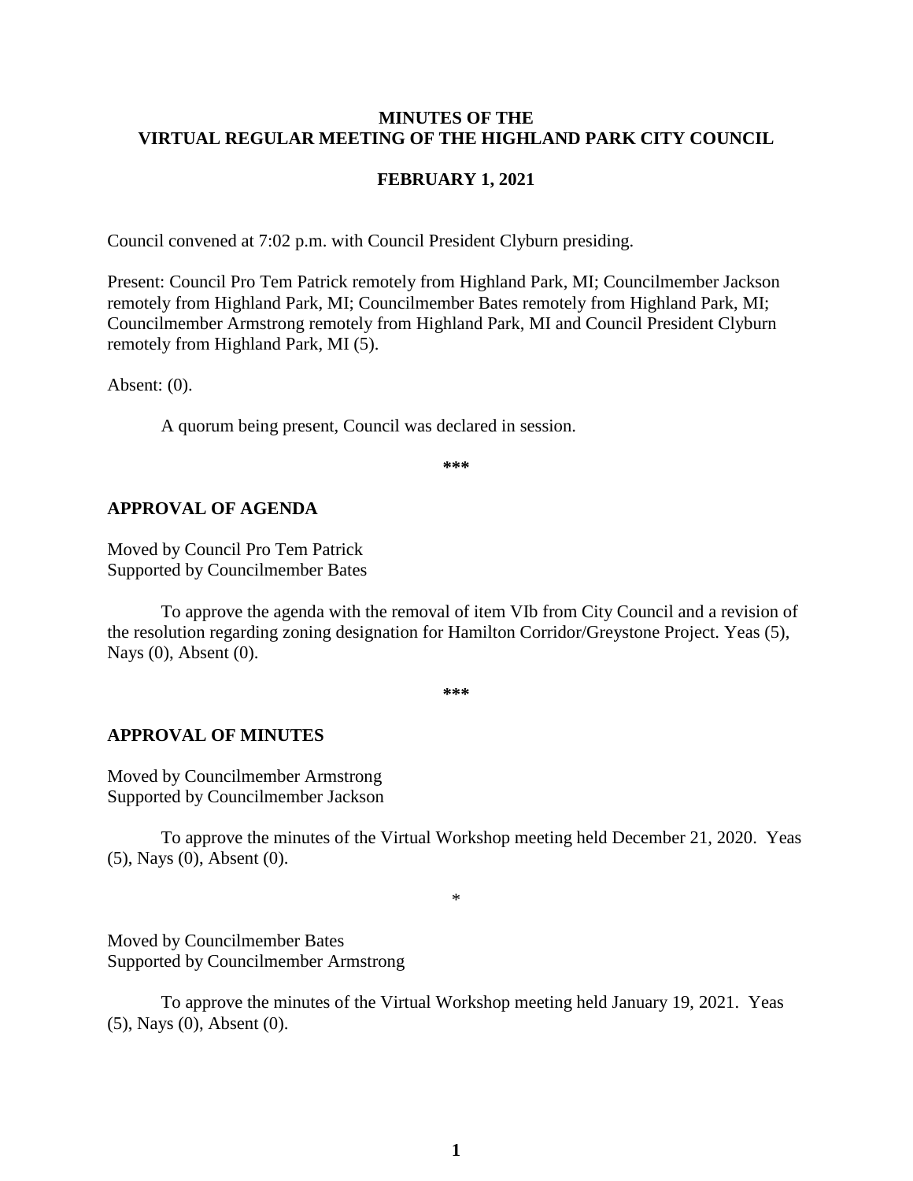# MINUTES OF THE VIRTUAL REGULAR MEETING OF THE HIGHLAND PARK CITY COUNCIL

## FEBRUARY 1, 2021

Council convened at 7:02 p.m. with Council President Clyburn presiding.

Present: Council Pro Tem Patrick remotely from Highland Park, MI; Councilmember Jackson remotely from Highland Park, MI; Councilmember Bates remotely from Highland Park, MI; Councilmember Armstrong remotely from Highland Park, MI and Council President Clyburn remotely from Highland Park, MI (5).

Absent: (0).

A quorum being present, Council was declared in session.

***

### APPROVAL OF AGENDA

Moved by Council Pro Tem Patrick
Supported by Councilmember Bates

To approve the agenda with the removal of item VIb from City Council and a revision of the resolution regarding zoning designation for Hamilton Corridor/Greystone Project. Yeas (5), Nays (0), Absent (0).

***

### APPROVAL OF MINUTES

Moved by Councilmember Armstrong
Supported by Councilmember Jackson

To approve the minutes of the Virtual Workshop meeting held December 21, 2020. Yeas (5), Nays (0), Absent (0).

*

Moved by Councilmember Bates
Supported by Councilmember Armstrong

To approve the minutes of the Virtual Workshop meeting held January 19, 2021. Yeas (5), Nays (0), Absent (0).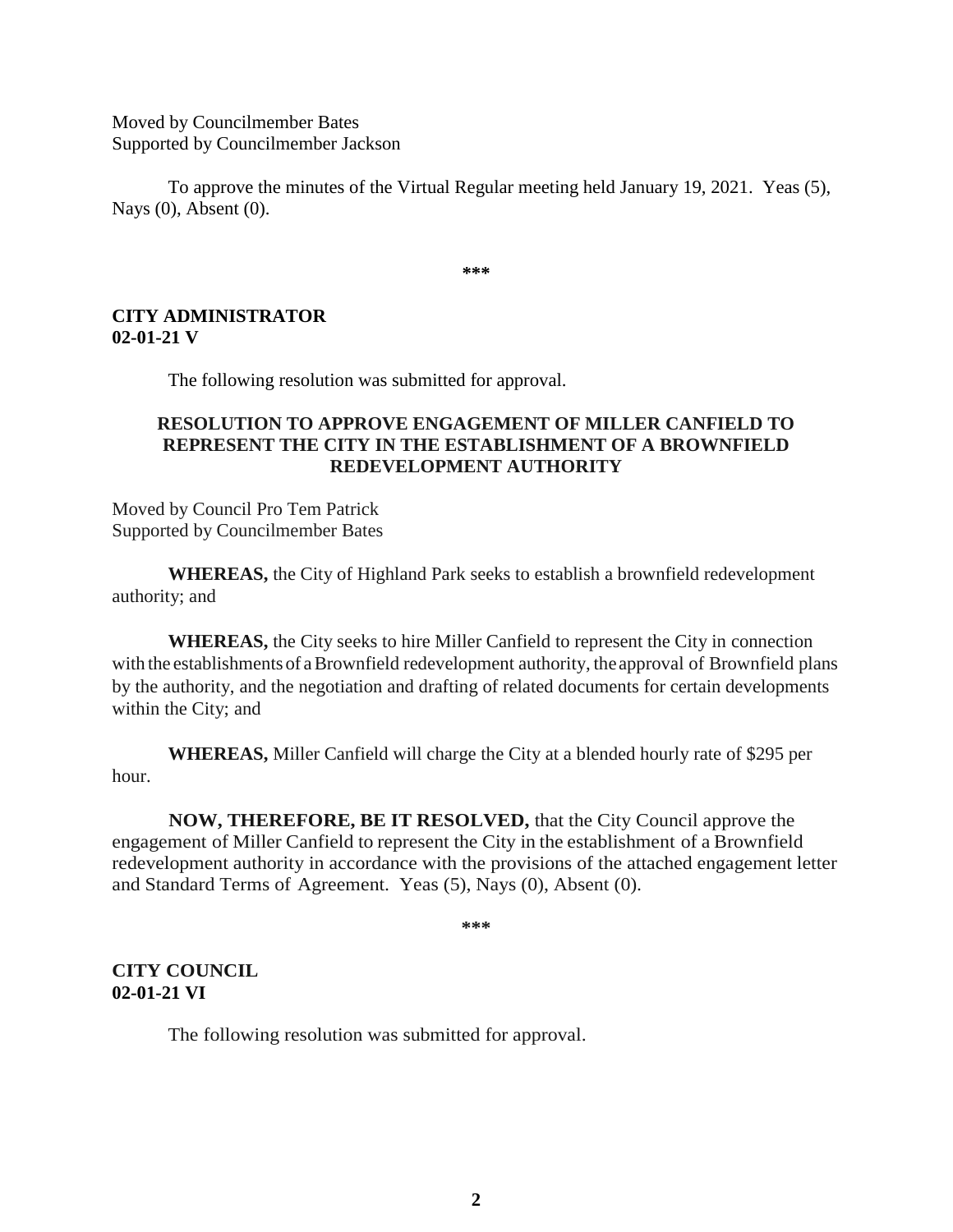Moved by Councilmember Bates
Supported by Councilmember Jackson

To approve the minutes of the Virtual Regular meeting held January 19, 2021. Yeas (5), Nays (0), Absent (0).

***

**CITY ADMINISTRATOR**
**02-01-21 V**

The following resolution was submitted for approval.

**RESOLUTION TO APPROVE ENGAGEMENT OF MILLER CANFIELD TO REPRESENT THE CITY IN THE ESTABLISHMENT OF A BROWNFIELD REDEVELOPMENT AUTHORITY**

Moved by Council Pro Tem Patrick
Supported by Councilmember Bates

**WHEREAS,** the City of Highland Park seeks to establish a brownfield redevelopment authority; and

**WHEREAS,** the City seeks to hire Miller Canfield to represent the City in connection with the establishments of a Brownfield redevelopment authority, the approval of Brownfield plans by the authority, and the negotiation and drafting of related documents for certain developments within the City; and

**WHEREAS,** Miller Canfield will charge the City at a blended hourly rate of $295 per hour.

**NOW, THEREFORE, BE IT RESOLVED,** that the City Council approve the engagement of Miller Canfield to represent the City in the establishment of a Brownfield redevelopment authority in accordance with the provisions of the attached engagement letter and Standard Terms of Agreement. Yeas (5), Nays (0), Absent (0).

***

**CITY COUNCIL**
**02-01-21 VI**

The following resolution was submitted for approval.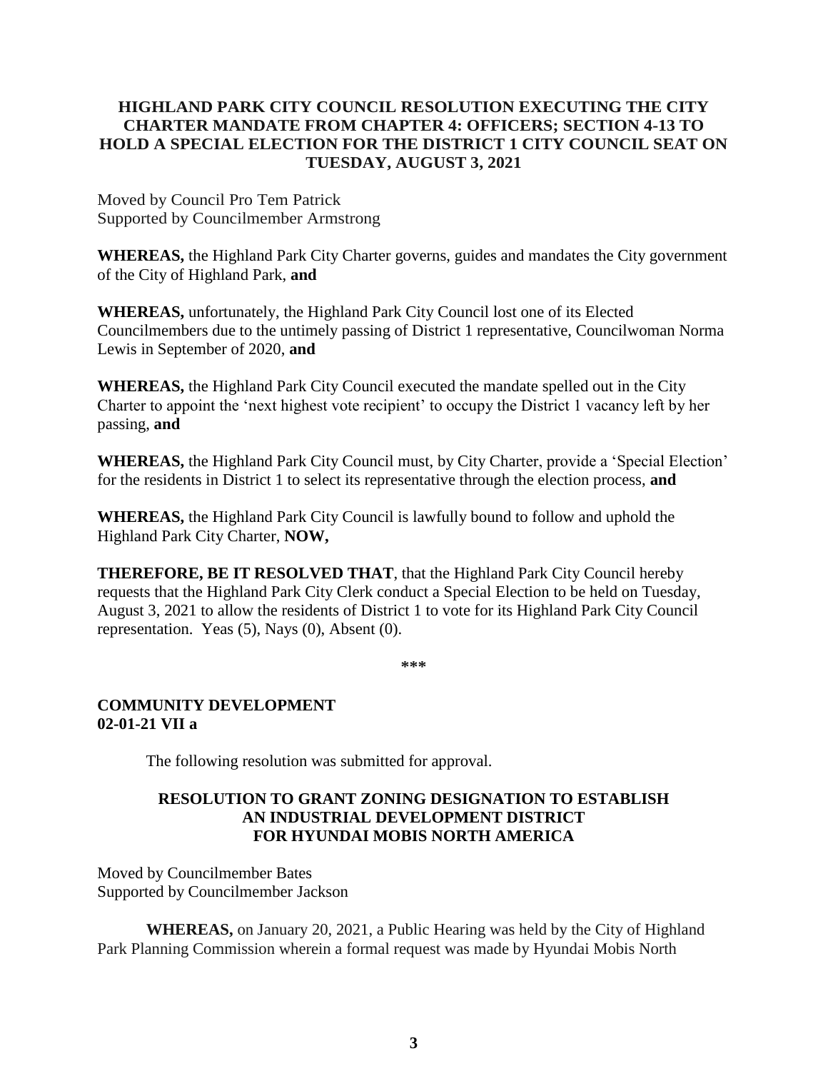### HIGHLAND PARK CITY COUNCIL RESOLUTION EXECUTING THE CITY CHARTER MANDATE FROM CHAPTER 4: OFFICERS; SECTION 4-13 TO HOLD A SPECIAL ELECTION FOR THE DISTRICT 1 CITY COUNCIL SEAT ON TUESDAY, AUGUST 3, 2021

Moved by Council Pro Tem Patrick
Supported by Councilmember Armstrong

**WHEREAS,** the Highland Park City Charter governs, guides and mandates the City government of the City of Highland Park, **and**

**WHEREAS,** unfortunately, the Highland Park City Council lost one of its Elected Councilmembers due to the untimely passing of District 1 representative, Councilwoman Norma Lewis in September of 2020, **and**

**WHEREAS,** the Highland Park City Council executed the mandate spelled out in the City Charter to appoint the 'next highest vote recipient' to occupy the District 1 vacancy left by her passing, **and**

**WHEREAS,** the Highland Park City Council must, by City Charter, provide a 'Special Election' for the residents in District 1 to select its representative through the election process, **and**

**WHEREAS,** the Highland Park City Council is lawfully bound to follow and uphold the Highland Park City Charter, **NOW,**

**THEREFORE, BE IT RESOLVED THAT**, that the Highland Park City Council hereby requests that the Highland Park City Clerk conduct a Special Election to be held on Tuesday, August 3, 2021 to allow the residents of District 1 to vote for its Highland Park City Council representation. Yeas (5), Nays (0), Absent (0).

\*\*\*

**COMMUNITY DEVELOPMENT**
**02-01-21 VII a**

The following resolution was submitted for approval.

### RESOLUTION TO GRANT ZONING DESIGNATION TO ESTABLISH AN INDUSTRIAL DEVELOPMENT DISTRICT FOR HYUNDAI MOBIS NORTH AMERICA

Moved by Councilmember Bates
Supported by Councilmember Jackson

**WHEREAS,** on January 20, 2021, a Public Hearing was held by the City of Highland Park Planning Commission wherein a formal request was made by Hyundai Mobis North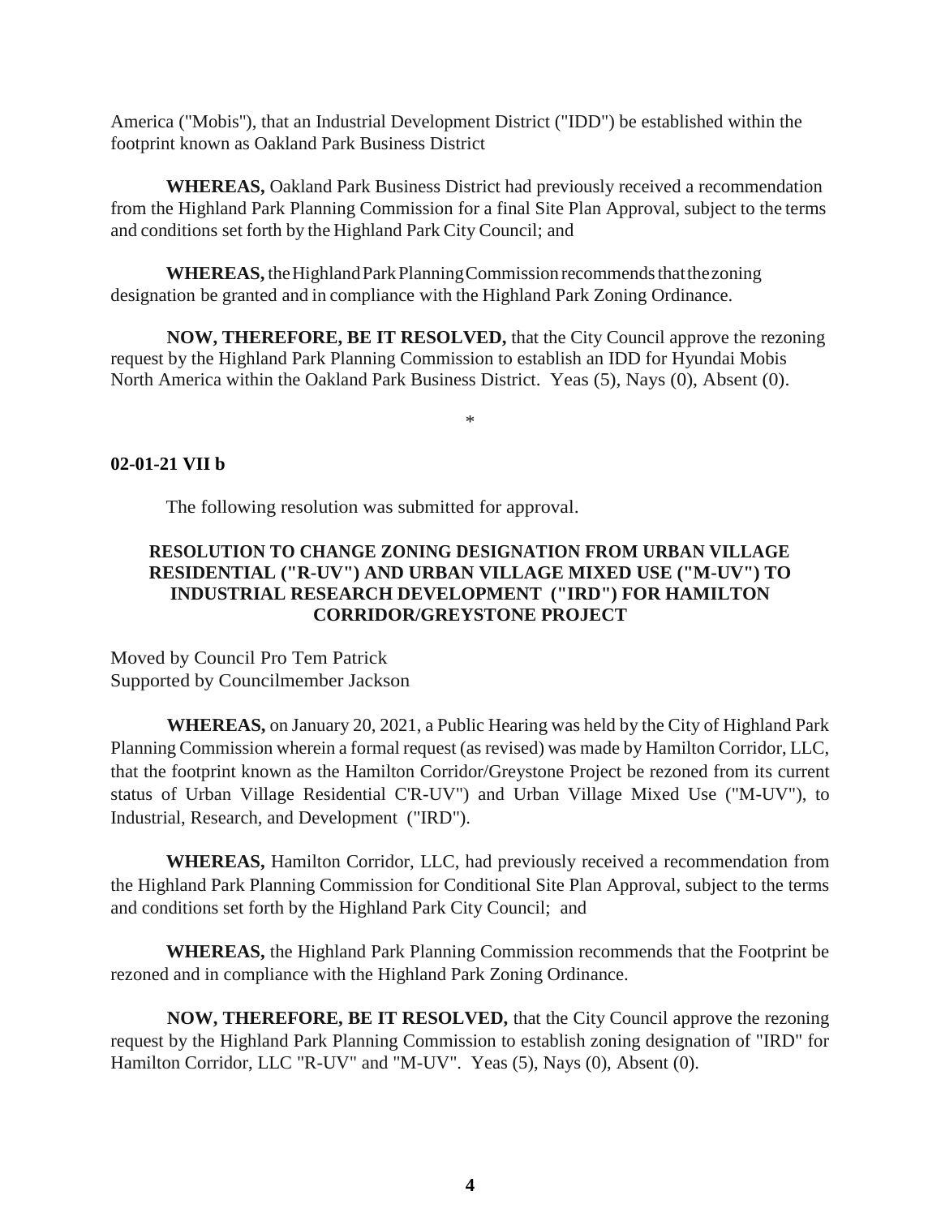America ("Mobis"), that an Industrial Development District ("IDD") be established within the footprint known as Oakland Park Business District

**WHEREAS,** Oakland Park Business District had previously received a recommendation from the Highland Park Planning Commission for a final Site Plan Approval, subject to the terms and conditions set forth by the Highland Park City Council; and

**WHEREAS,** the Highland Park Planning Commission recommends that the zoning designation be granted and in compliance with the Highland Park Zoning Ordinance.

**NOW, THEREFORE, BE IT RESOLVED,** that the City Council approve the rezoning request by the Highland Park Planning Commission to establish an IDD for Hyundai Mobis North America within the Oakland Park Business District. Yeas (5), Nays (0), Absent (0).

*

**02-01-21 VII b**

The following resolution was submitted for approval.

**RESOLUTION TO CHANGE ZONING DESIGNATION FROM URBAN VILLAGE RESIDENTIAL ("R-UV") AND URBAN VILLAGE MIXED USE ("M-UV") TO INDUSTRIAL RESEARCH DEVELOPMENT ("IRD") FOR HAMILTON CORRIDOR/GREYSTONE PROJECT**

Moved by Council Pro Tem Patrick
Supported by Councilmember Jackson

**WHEREAS,** on January 20, 2021, a Public Hearing was held by the City of Highland Park Planning Commission wherein a formal request (as revised) was made by Hamilton Corridor, LLC, that the footprint known as the Hamilton Corridor/Greystone Project be rezoned from its current status of Urban Village Residential C'R-UV") and Urban Village Mixed Use ("M-UV"), to Industrial, Research, and Development ("IRD").

**WHEREAS,** Hamilton Corridor, LLC, had previously received a recommendation from the Highland Park Planning Commission for Conditional Site Plan Approval, subject to the terms and conditions set forth by the Highland Park City Council; and

**WHEREAS,** the Highland Park Planning Commission recommends that the Footprint be rezoned and in compliance with the Highland Park Zoning Ordinance.

**NOW, THEREFORE, BE IT RESOLVED,** that the City Council approve the rezoning request by the Highland Park Planning Commission to establish zoning designation of "IRD" for Hamilton Corridor, LLC "R-UV" and "M-UV". Yeas (5), Nays (0), Absent (0).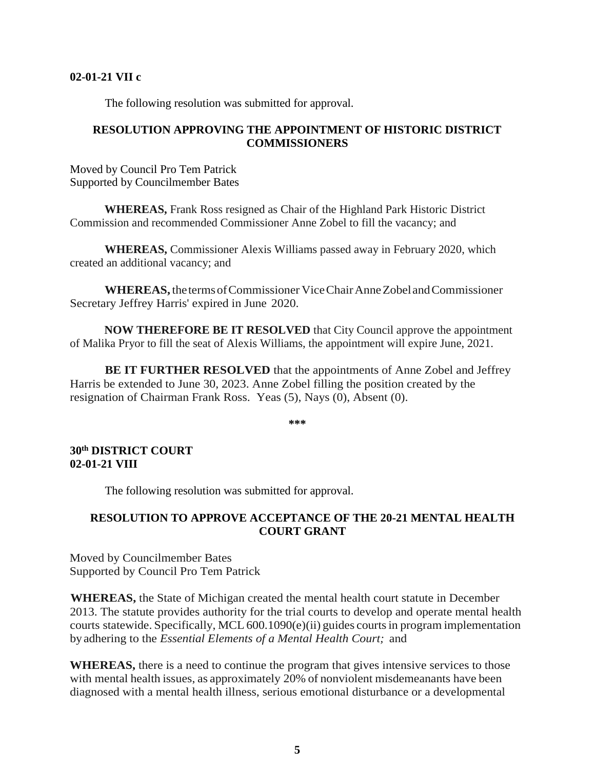**02-01-21 VII c**

The following resolution was submitted for approval.

**RESOLUTION APPROVING THE APPOINTMENT OF HISTORIC DISTRICT COMMISSIONERS**

Moved by Council Pro Tem Patrick
Supported by Councilmember Bates

**WHEREAS,** Frank Ross resigned as Chair of the Highland Park Historic District Commission and recommended Commissioner Anne Zobel to fill the vacancy; and

**WHEREAS,** Commissioner Alexis Williams passed away in February 2020, which created an additional vacancy; and

**WHEREAS,** the terms of Commissioner Vice Chair Anne Zobel and Commissioner Secretary Jeffrey Harris' expired in June 2020.

**NOW THEREFORE BE IT RESOLVED** that City Council approve the appointment of Malika Pryor to fill the seat of Alexis Williams, the appointment will expire June, 2021.

**BE IT FURTHER RESOLVED** that the appointments of Anne Zobel and Jeffrey Harris be extended to June 30, 2023. Anne Zobel filling the position created by the resignation of Chairman Frank Ross. Yeas (5), Nays (0), Absent (0).

***

**30th DISTRICT COURT**
**02-01-21 VIII**

The following resolution was submitted for approval.

**RESOLUTION TO APPROVE ACCEPTANCE OF THE 20-21 MENTAL HEALTH COURT GRANT**

Moved by Councilmember Bates
Supported by Council Pro Tem Patrick

**WHEREAS,** the State of Michigan created the mental health court statute in December 2013. The statute provides authority for the trial courts to develop and operate mental health courts statewide. Specifically, MCL 600.1090(e)(ii) guides courts in program implementation by adhering to the *Essential Elements of a Mental Health Court;* and

**WHEREAS,** there is a need to continue the program that gives intensive services to those with mental health issues, as approximately 20% of nonviolent misdemeanants have been diagnosed with a mental health illness, serious emotional disturbance or a developmental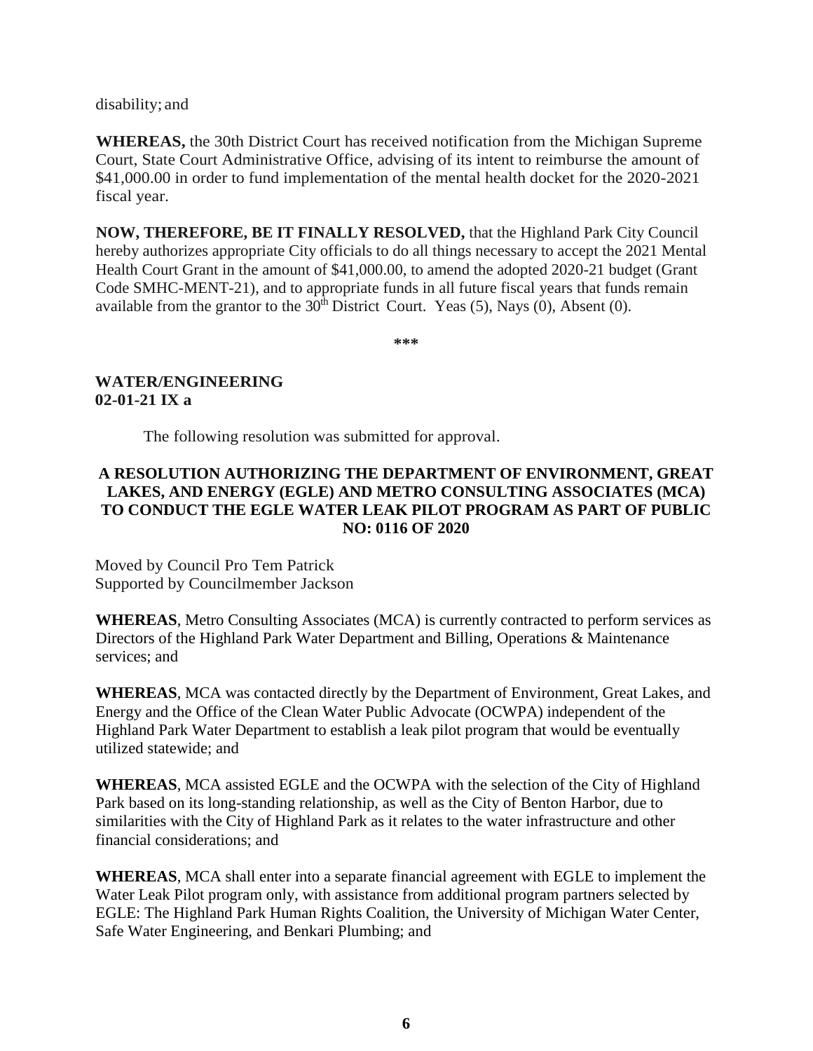disability; and

**WHEREAS,** the 30th District Court has received notification from the Michigan Supreme Court, State Court Administrative Office, advising of its intent to reimburse the amount of $41,000.00 in order to fund implementation of the mental health docket for the 2020-2021 fiscal year.

**NOW, THEREFORE, BE IT FINALLY RESOLVED,** that the Highland Park City Council hereby authorizes appropriate City officials to do all things necessary to accept the 2021 Mental Health Court Grant in the amount of $41,000.00, to amend the adopted 2020-21 budget (Grant Code SMHC-MENT-21), and to appropriate funds in all future fiscal years that funds remain available from the grantor to the 30th District Court. Yeas (5), Nays (0), Absent (0).

\*\*\*

**WATER/ENGINEERING**
**02-01-21 IX a**

The following resolution was submitted for approval.

**A RESOLUTION AUTHORIZING THE DEPARTMENT OF ENVIRONMENT, GREAT LAKES, AND ENERGY (EGLE) AND METRO CONSULTING ASSOCIATES (MCA) TO CONDUCT THE EGLE WATER LEAK PILOT PROGRAM AS PART OF PUBLIC NO: 0116 OF 2020**

Moved by Council Pro Tem Patrick
Supported by Councilmember Jackson

**WHEREAS**, Metro Consulting Associates (MCA) is currently contracted to perform services as Directors of the Highland Park Water Department and Billing, Operations & Maintenance services; and

**WHEREAS**, MCA was contacted directly by the Department of Environment, Great Lakes, and Energy and the Office of the Clean Water Public Advocate (OCWPA) independent of the Highland Park Water Department to establish a leak pilot program that would be eventually utilized statewide; and

**WHEREAS**, MCA assisted EGLE and the OCWPA with the selection of the City of Highland Park based on its long-standing relationship, as well as the City of Benton Harbor, due to similarities with the City of Highland Park as it relates to the water infrastructure and other financial considerations; and

**WHEREAS**, MCA shall enter into a separate financial agreement with EGLE to implement the Water Leak Pilot program only, with assistance from additional program partners selected by EGLE: The Highland Park Human Rights Coalition, the University of Michigan Water Center, Safe Water Engineering, and Benkari Plumbing; and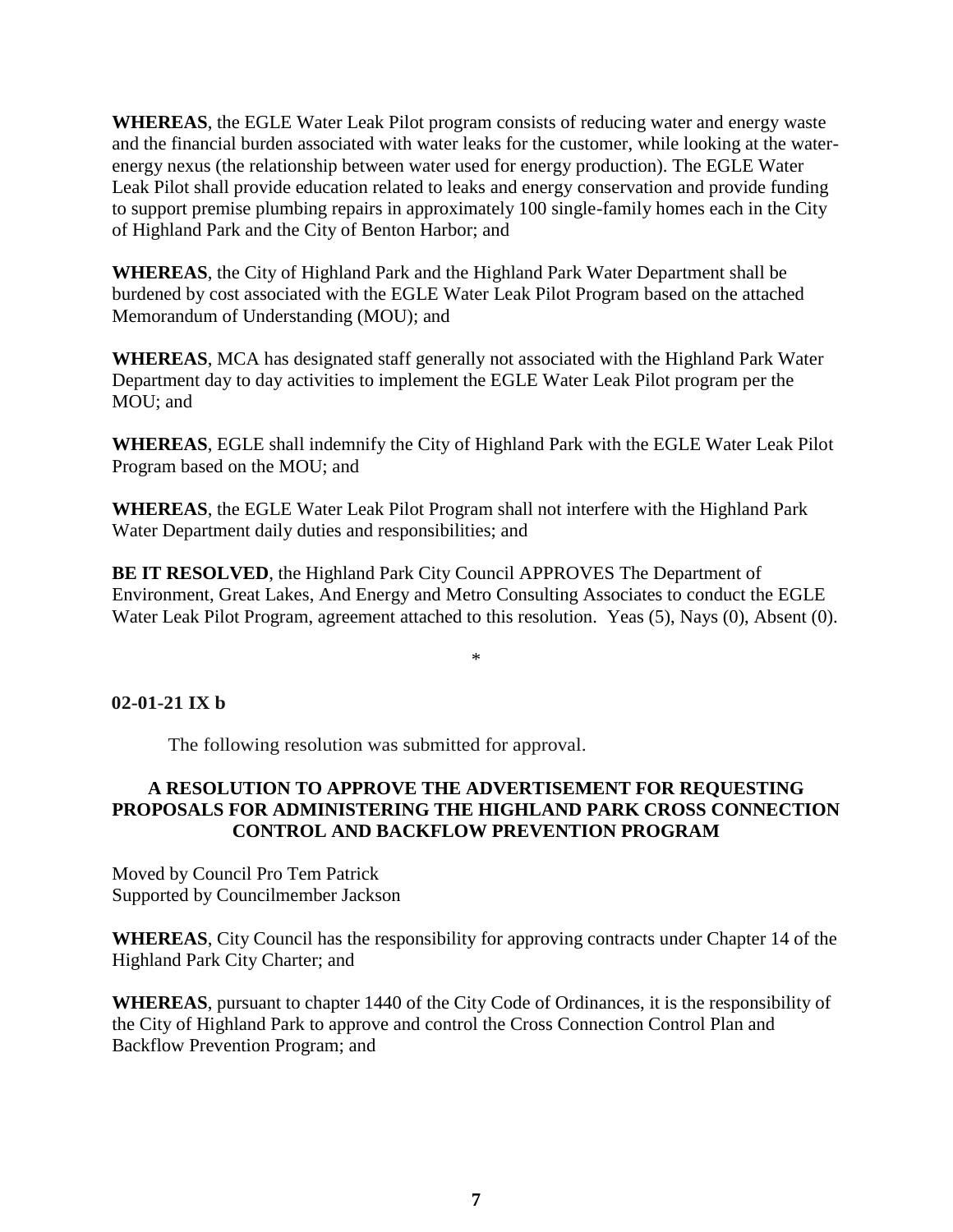**WHEREAS**, the EGLE Water Leak Pilot program consists of reducing water and energy waste and the financial burden associated with water leaks for the customer, while looking at the water-energy nexus (the relationship between water used for energy production). The EGLE Water Leak Pilot shall provide education related to leaks and energy conservation and provide funding to support premise plumbing repairs in approximately 100 single-family homes each in the City of Highland Park and the City of Benton Harbor; and

**WHEREAS**, the City of Highland Park and the Highland Park Water Department shall be burdened by cost associated with the EGLE Water Leak Pilot Program based on the attached Memorandum of Understanding (MOU); and

**WHEREAS**, MCA has designated staff generally not associated with the Highland Park Water Department day to day activities to implement the EGLE Water Leak Pilot program per the MOU; and

**WHEREAS**, EGLE shall indemnify the City of Highland Park with the EGLE Water Leak Pilot Program based on the MOU; and

**WHEREAS**, the EGLE Water Leak Pilot Program shall not interfere with the Highland Park Water Department daily duties and responsibilities; and

**BE IT RESOLVED**, the Highland Park City Council APPROVES The Department of Environment, Great Lakes, And Energy and Metro Consulting Associates to conduct the EGLE Water Leak Pilot Program, agreement attached to this resolution. Yeas (5), Nays (0), Absent (0).

*

**02-01-21 IX b**

The following resolution was submitted for approval.

**A RESOLUTION TO APPROVE THE ADVERTISEMENT FOR REQUESTING PROPOSALS FOR ADMINISTERING THE HIGHLAND PARK CROSS CONNECTION CONTROL AND BACKFLOW PREVENTION PROGRAM**

Moved by Council Pro Tem Patrick
Supported by Councilmember Jackson

**WHEREAS**, City Council has the responsibility for approving contracts under Chapter 14 of the Highland Park City Charter; and

**WHEREAS**, pursuant to chapter 1440 of the City Code of Ordinances, it is the responsibility of the City of Highland Park to approve and control the Cross Connection Control Plan and Backflow Prevention Program; and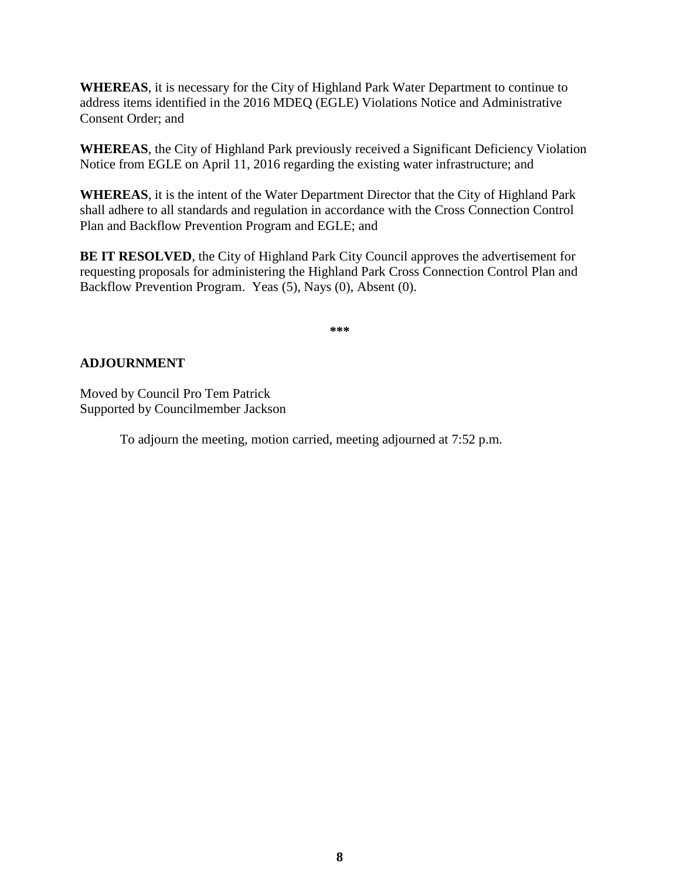**WHEREAS**, it is necessary for the City of Highland Park Water Department to continue to address items identified in the 2016 MDEQ (EGLE) Violations Notice and Administrative Consent Order; and

**WHEREAS**, the City of Highland Park previously received a Significant Deficiency Violation Notice from EGLE on April 11, 2016 regarding the existing water infrastructure; and

**WHEREAS**, it is the intent of the Water Department Director that the City of Highland Park shall adhere to all standards and regulation in accordance with the Cross Connection Control Plan and Backflow Prevention Program and EGLE; and

**BE IT RESOLVED**, the City of Highland Park City Council approves the advertisement for requesting proposals for administering the Highland Park Cross Connection Control Plan and Backflow Prevention Program. Yeas (5), Nays (0), Absent (0).

***

**ADJOURNMENT**

Moved by Council Pro Tem Patrick
Supported by Councilmember Jackson

To adjourn the meeting, motion carried, meeting adjourned at 7:52 p.m.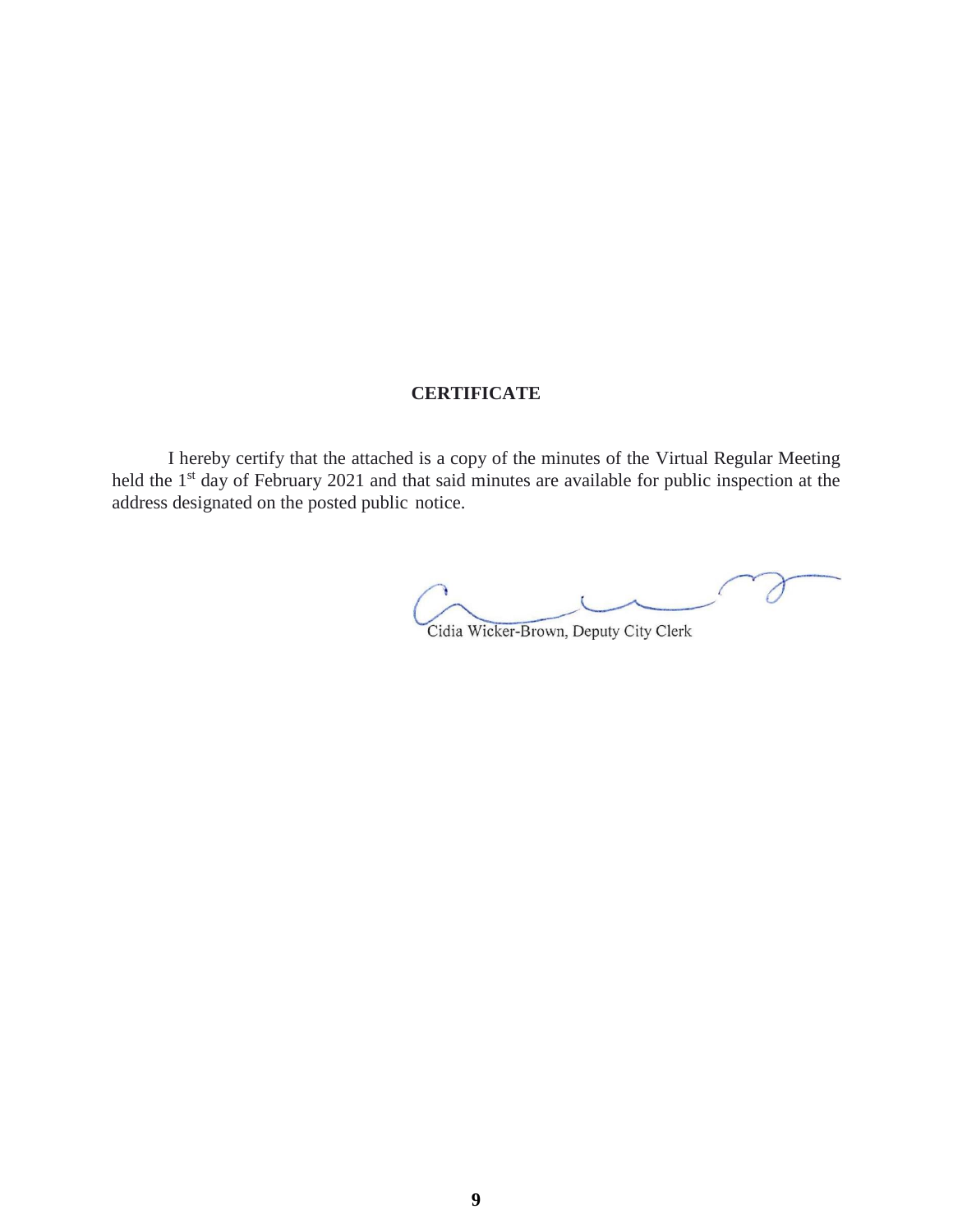**CERTIFICATE**

I hereby certify that the attached is a copy of the minutes of the Virtual Regular Meeting held the 1st day of February 2021 and that said minutes are available for public inspection at the address designated on the posted public notice.

Cidia Wicker-Brown, Deputy City Clerk